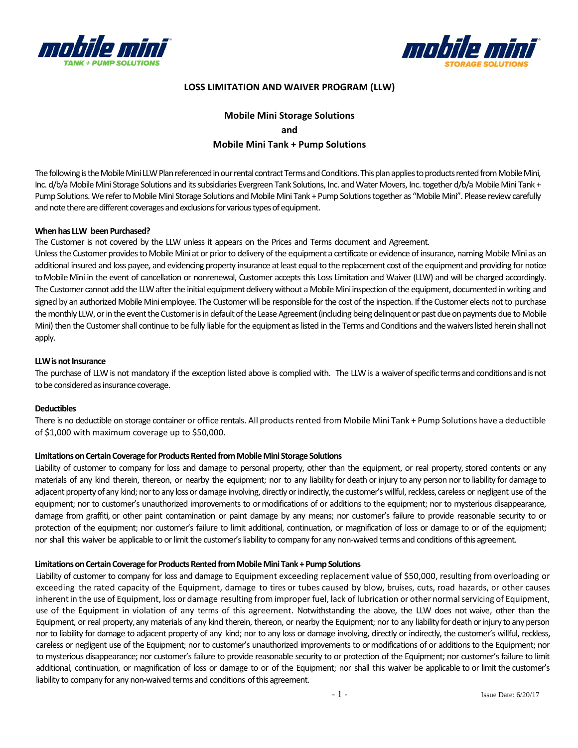# LOSS LIMITATION AND WAIVER PROGRAM (LLW)

## Mobile Mini Storage Solutions
## and
## Mobile Mini Tank + Pump Solutions

The following is the Mobile Mini LLW Plan referenced in our rental contract Terms and Conditions. This plan applies to products rented from Mobile Mini, Inc. d/b/a Mobile Mini Storage Solutions and its subsidiaries Evergreen Tank Solutions, Inc. and Water Movers, Inc. together d/b/a Mobile Mini Tank + Pump Solutions. We refer to Mobile Mini Storage Solutions and Mobile Mini Tank + Pump Solutions together as "Mobile Mini". Please review carefully and note there are different coverages and exclusions for various types of equipment.

**When has LLW been Purchased?**

The Customer is not covered by the LLW unless it appears on the Prices and Terms document and Agreement.

Unless the Customer provides to Mobile Mini at or prior to delivery of the equipment a certificate or evidence of insurance, naming Mobile Mini as an additional insured and loss payee, and evidencing property insurance at least equal to the replacement cost of the equipment and providing for notice to Mobile Mini in the event of cancellation or nonrenewal, Customer accepts this Loss Limitation and Waiver (LLW) and will be charged accordingly. The Customer cannot add the LLW after the initial equipment delivery without a Mobile Mini inspection of the equipment, documented in writing and signed by an authorized Mobile Mini employee. The Customer will be responsible for the cost of the inspection. If the Customer elects not to purchase the monthly LLW, or in the event the Customer is in default of the Lease Agreement (including being delinquent or past due on payments due to Mobile Mini) then the Customer shall continue to be fully liable for the equipment as listed in the Terms and Conditions and the waivers listed herein shall not apply.

**LLW is not Insurance**

The purchase of LLW is not mandatory if the exception listed above is complied with. The LLW is a waiver of specific terms and conditions and is not to be considered as insurance coverage.

**Deductibles**

There is no deductible on storage container or office rentals. All products rented from Mobile Mini Tank + Pump Solutions have a deductible of $1,000 with maximum coverage up to $50,000.

**Limitations on Certain Coverage for Products Rented from Mobile Mini Storage Solutions**

Liability of customer to company for loss and damage to personal property, other than the equipment, or real property, stored contents or any materials of any kind therein, thereon, or nearby the equipment; nor to any liability for death or injury to any person nor to liability for damage to adjacent property of any kind; nor to any loss or damage involving, directly or indirectly, the customer's willful, reckless, careless or negligent use of the equipment; nor to customer's unauthorized improvements to or modifications of or additions to the equipment; nor to mysterious disappearance, damage from graffiti, or other paint contamination or paint damage by any means; nor customer's failure to provide reasonable security to or protection of the equipment; nor customer's failure to limit additional, continuation, or magnification of loss or damage to or of the equipment; nor shall this waiver be applicable to or limit the customer's liability to company for any non-waived terms and conditions of this agreement.

**Limitations on Certain Coverage for Products Rented from Mobile Mini Tank + Pump Solutions**

Liability of customer to company for loss and damage to Equipment exceeding replacement value of $50,000, resulting from overloading or exceeding the rated capacity of the Equipment, damage to tires or tubes caused by blow, bruises, cuts, road hazards, or other causes inherent in the use of Equipment, loss or damage resulting from improper fuel, lack of lubrication or other normal servicing of Equipment, use of the Equipment in violation of any terms of this agreement. Notwithstanding the above, the LLW does not waive, other than the Equipment, or real property, any materials of any kind therein, thereon, or nearby the Equipment; nor to any liability for death or injury to any person nor to liability for damage to adjacent property of any kind; nor to any loss or damage involving, directly or indirectly, the customer's willful, reckless, careless or negligent use of the Equipment; nor to customer's unauthorized improvements to or modifications of or additions to the Equipment; nor to mysterious disappearance; nor customer's failure to provide reasonable security to or protection of the Equipment; nor customer's failure to limit additional, continuation, or magnification of loss or damage to or of the Equipment; nor shall this waiver be applicable to or limit the customer's liability to company for any non-waived terms and conditions of this agreement.

Issue Date: 6/20/17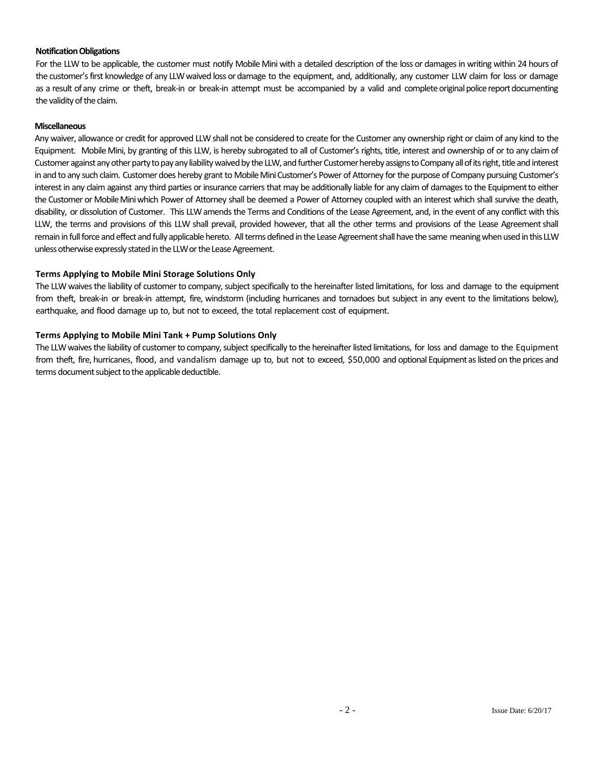**Notification Obligations**

For the LLW to be applicable, the customer must notify Mobile Mini with a detailed description of the loss or damages in writing within 24 hours of the customer's first knowledge of any LLW waived loss or damage to the equipment, and, additionally, any customer LLW claim for loss or damage as a result of any crime or theft, break-in or break-in attempt must be accompanied by a valid and complete original police report documenting the validity of the claim.

**Miscellaneous**

Any waiver, allowance or credit for approved LLW shall not be considered to create for the Customer any ownership right or claim of any kind to the Equipment. Mobile Mini, by granting of this LLW, is hereby subrogated to all of Customer's rights, title, interest and ownership of or to any claim of Customer against any other party to pay any liability waived by the LLW, and further Customer hereby assigns to Company all of its right, title and interest in and to any such claim. Customer does hereby grant to Mobile Mini Customer's Power of Attorney for the purpose of Company pursuing Customer's interest in any claim against any third parties or insurance carriers that may be additionally liable for any claim of damages to the Equipment to either the Customer or Mobile Mini which Power of Attorney shall be deemed a Power of Attorney coupled with an interest which shall survive the death, disability, or dissolution of Customer. This LLW amends the Terms and Conditions of the Lease Agreement, and, in the event of any conflict with this LLW, the terms and provisions of this LLW shall prevail, provided however, that all the other terms and provisions of the Lease Agreement shall remain in full force and effect and fully applicable hereto. All terms defined in the Lease Agreement shall have the same meaning when used in this LLW unless otherwise expressly stated in the LLW or the Lease Agreement.

**Terms Applying to Mobile Mini Storage Solutions Only**

The LLW waives the liability of customer to company, subject specifically to the hereinafter listed limitations, for loss and damage to the equipment from theft, break-in or break-in attempt, fire, windstorm (including hurricanes and tornadoes but subject in any event to the limitations below), earthquake, and flood damage up to, but not to exceed, the total replacement cost of equipment.

**Terms Applying to Mobile Mini Tank + Pump Solutions Only**

The LLW waives the liability of customer to company, subject specifically to the hereinafter listed limitations, for loss and damage to the Equipment from theft, fire, hurricanes, flood, and vandalism damage up to, but not to exceed, $50,000 and optional Equipment as listed on the prices and terms document subject to the applicable deductible.

Issue Date: 6/20/17